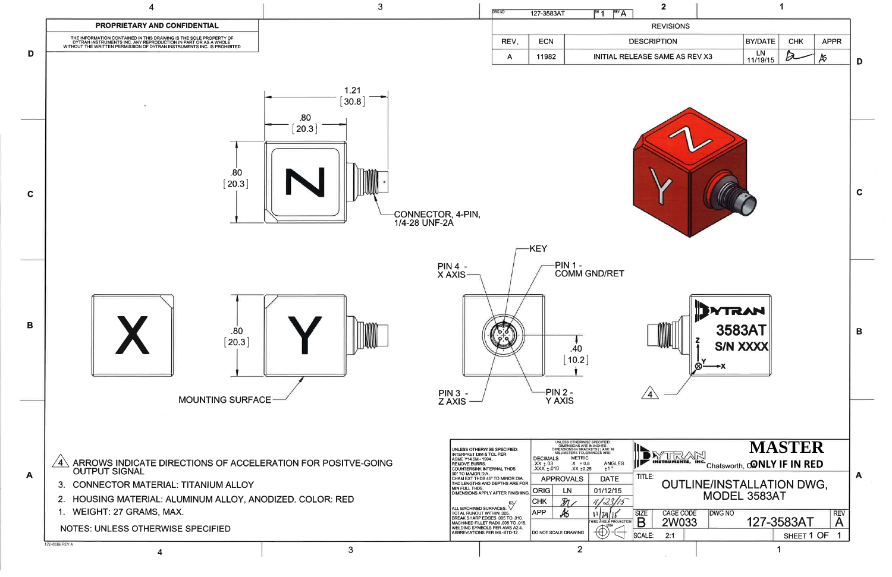**PROPRIETARY AND CONFIDENTIAL**

THE INFORMATION CONTAINED IN THIS DRAWING IS THE SOLE PROPERTY OF DYTRAN INSTRUMENTS INC. ANY REPRODUCTION IN PART OR AS A WHOLE WITHOUT THE WRITTEN PERMISSION OF DYTRAN INSTRUMENTS INC. IS PROHIBITED

DWG NO 127-3583AT SH 1 REV A

| REVISIONS | | | | | |
|---|---|---|---|---|---|
| REV. | ECN | DESCRIPTION | BY/DATE | CHK | APPR |
| A | 11982 | INITIAL RELEASE SAME AS REV X3 | LN 11/19/15 | | |

1.21 [30.8]

.80 [20.3]

.80 [20.3]

CONNECTOR, 4-PIN, 1/4-28 UNF-2A

KEY

PIN 4 - X AXIS

PIN 1 - COMM GND/RET

PIN 3 - Z AXIS

PIN 2 - Y AXIS

.80 [20.3]

.40 [10.2]

MOUNTING SURFACE

DYTRAN 3583AT S/N XXXX

NOTES: UNLESS OTHERWISE SPECIFIED

1. WEIGHT: 27 GRAMS, MAX.
2. HOUSING MATERIAL: ALUMINUM ALLOY, ANODIZED. COLOR: RED
3. CONNECTOR MATERIAL: TITANIUM ALLOY
4. ARROWS INDICATE DIRECTIONS OF ACCELERATION FOR POSITVE-GOING OUTPUT SIGNAL

UNLESS OTHERWISE SPECIFIED: INTERPRET DIM & TOL PER ASME Y14.5M - 1994. REMOVE BURRS. COUNTERSINK INTERNAL THDS 90° TO MAJOR DIA. CHAM EXT THDS 45° TO MINOR DIA. THD LENGTHS AND DEPTHS ARE FOR MIN FULL THDS. DIMENSIONS APPLY AFTER FINISHING. ALL MACHINED SURFACES. 63 TOTAL RUNOUT WITHIN .005. BREAK SHARP EDGES .005 TO .010. MACHINED FILLET RADII .005 TO .015. WELDING SYMBOLS PER AWS A2.4. ABBREVIATIONS PER MIL-STD-12.

UNLESS OTHERWISE SPECIFIED: DIMENSIONS ARE IN INCHES DIMENSIONS IN BRACKETS [ ] ARE IN MILLIMETERS TOLERANCES ARE:

| DECIMALS | METRIC | ANGLES |
|---|---|---|
| .XX ±.03 | .X ±0.8 | ±1° |
| .XXX ±.010 | .XX ±0.25 | |

| APPROVALS | | DATE |
|---|---|---|
| ORIG | LN | 01/12/15 |
| CHK | | 11/23/15 |
| APP | | 11/24/15 |

DO NOT SCALE DRAWING

THIRD ANGLE PROJECTION USA

DYTRAN INSTRUMENTS, INC. Chatsworth, CA

**MASTER**

**ONLY IF IN RED**

TITLE: OUTLINE/INSTALLATION DWG, MODEL 3583AT

| SIZE | CAGE CODE | DWG NO | REV |
|---|---|---|---|
| B | 2W033 | 127-3583AT | A |

SCALE: 2:1 SHEET 1 OF 1

172-0186 REV A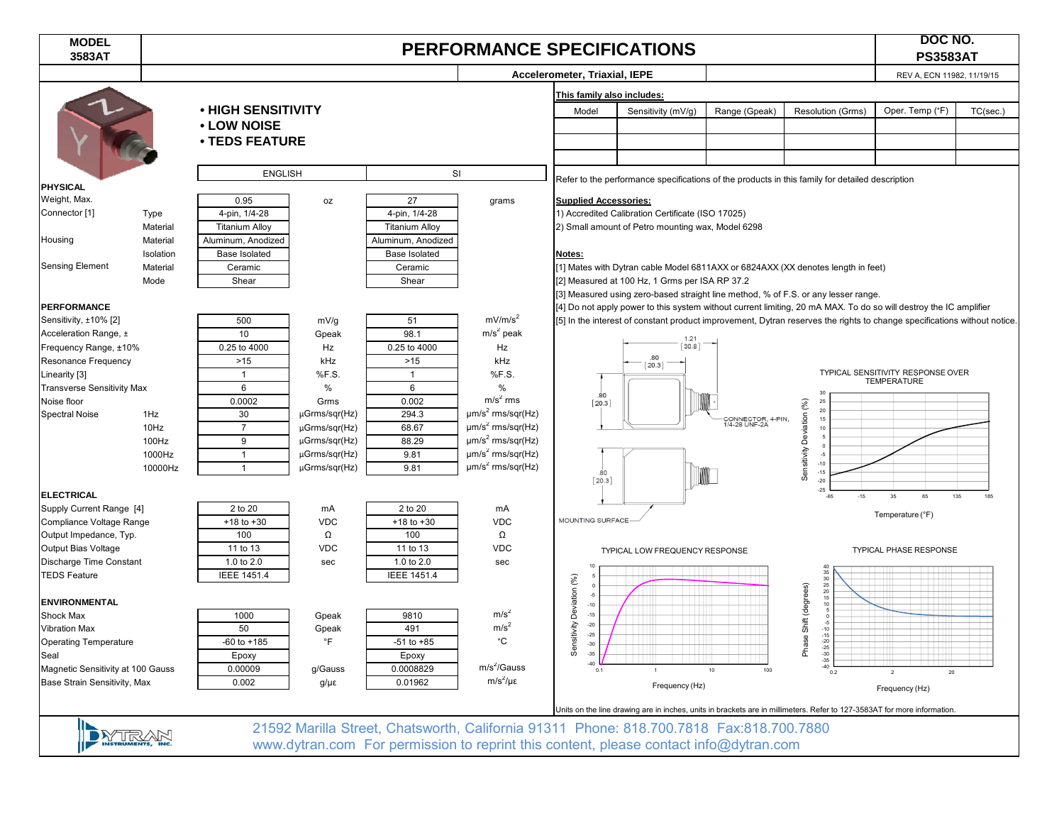| MODEL 3583AT | PERFORMANCE SPECIFICATIONS | DOC NO. PS3583AT |
|---|---|---|
| | Accelerometer, Triaxial, IEPE | REV A, ECN 11982, 11/19/15 |

- **HIGH SENSITIVITY**
- **LOW NOISE**
- **TEDS FEATURE**

| | | ENGLISH | | SI | |
|---|---|---|---|---|---|
| **PHYSICAL** | | | | | |
| Weight, Max. | | 0.95 | oz | 27 | grams |
| Connector [1] | Type | 4-pin, 1/4-28 | | 4-pin, 1/4-28 | |
| | Material | Titanium Alloy | | Titanium Alloy | |
| Housing | Material | Aluminum, Anodized | | Aluminum, Anodized | |
| | Isolation | Base Isolated | | Base Isolated | |
| Sensing Element | Material | Ceramic | | Ceramic | |
| | Mode | Shear | | Shear | |
| **PERFORMANCE** | | | | | |
| Sensitivity, ±10% [2] | | 500 | mV/g | 51 | mV/m/s² |
| Acceleration Range, ± | | 10 | Gpeak | 98.1 | m/s² peak |
| Frequency Range, ±10% | | 0.25 to 4000 | Hz | 0.25 to 4000 | Hz |
| Resonance Frequency | | >15 | kHz | >15 | kHz |
| Linearity [3] | | 1 | %F.S. | 1 | %F.S. |
| Transverse Sensitivity Max | | 6 | % | 6 | % |
| Noise floor | | 0.0002 | Grms | 0.002 | m/s² rms |
| Spectral Noise | 1Hz | 30 | µGrms/sqr(Hz) | 294.3 | µm/s² rms/sqr(Hz) |
| | 10Hz | 7 | µGrms/sqr(Hz) | 68.67 | µm/s² rms/sqr(Hz) |
| | 100Hz | 9 | µGrms/sqr(Hz) | 88.29 | µm/s² rms/sqr(Hz) |
| | 1000Hz | 1 | µGrms/sqr(Hz) | 9.81 | µm/s² rms/sqr(Hz) |
| | 10000Hz | 1 | µGrms/sqr(Hz) | 9.81 | µm/s² rms/sqr(Hz) |
| **ELECTRICAL** | | | | | |
| Supply Current Range [4] | | 2 to 20 | mA | 2 to 20 | mA |
| Compliance Voltage Range | | +18 to +30 | VDC | +18 to +30 | VDC |
| Output Impedance, Typ. | | 100 | Ω | 100 | Ω |
| Output Bias Voltage | | 11 to 13 | VDC | 11 to 13 | VDC |
| Discharge Time Constant | | 1.0 to 2.0 | sec | 1.0 to 2.0 | sec |
| TEDS Feature | | IEEE 1451.4 | | IEEE 1451.4 | |
| **ENVIRONMENTAL** | | | | | |
| Shock Max | | 1000 | Gpeak | 9810 | m/s² |
| Vibration Max | | 50 | Gpeak | 491 | m/s² |
| Operating Temperature | | -60 to +185 | °F | -51 to +85 | °C |
| Seal | | Epoxy | | Epoxy | |
| Magnetic Sensitivity at 100 Gauss | | 0.00009 | g/Gauss | 0.0008829 | m/s²/Gauss |
| Base Strain Sensitivity, Max | | 0.002 | g/µε | 0.01962 | m/s²/µε |

**This family also includes:**

| Model | Sensitivity (mV/g) | Range (Gpeak) | Resolution (Grms) | Oper. Temp (°F) | TC(sec.) |
|---|---|---|---|---|---|
| | | | | | |
| | | | | | |
| | | | | | |

Refer to the performance specifications of the products in this family for detailed description

**Supplied Accessories:**

1) Accredited Calibration Certificate (ISO 17025)
2) Small amount of Petro mounting wax, Model 6298

**Notes:**

[1] Mates with Dytran cable Model 6811AXX or 6824AXX (XX denotes length in feet)
[2] Measured at 100 Hz, 1 Grms per ISA RP 37.2
[3] Measured using zero-based straight line method, % of F.S. or any lesser range.
[4] Do not apply power to this system without current limiting, 20 mA MAX. To do so will destroy the IC amplifier
[5] In the interest of constant product improvement, Dytran reserves the rights to change specifications without notice.

1.21 [30.8]
.80 [20.3]
.80 [20.3]
.80 [20.3]
CONNECTOR, 4-PIN, 1/4-28 UNF-2A
MOUNTING SURFACE

TYPICAL SENSITIVITY RESPONSE OVER TEMPERATURE
Sensitivity Deviation (%)
Temperature (°F)

TYPICAL LOW FREQUENCY RESPONSE
Sensitivity Deviation (%)
Frequency (Hz)

TYPICAL PHASE RESPONSE
Phase Shift (degrees)
Frequency (Hz)

Units on the line drawing are in inches, units in brackets are in millimeters. Refer to 127-3583AT for more information.

DYTRAN INSTRUMENTS, INC.

21592 Marilla Street, Chatsworth, California 91311 Phone: 818.700.7818 Fax:818.700.7880
www.dytran.com For permission to reprint this content, please contact info@dytran.com